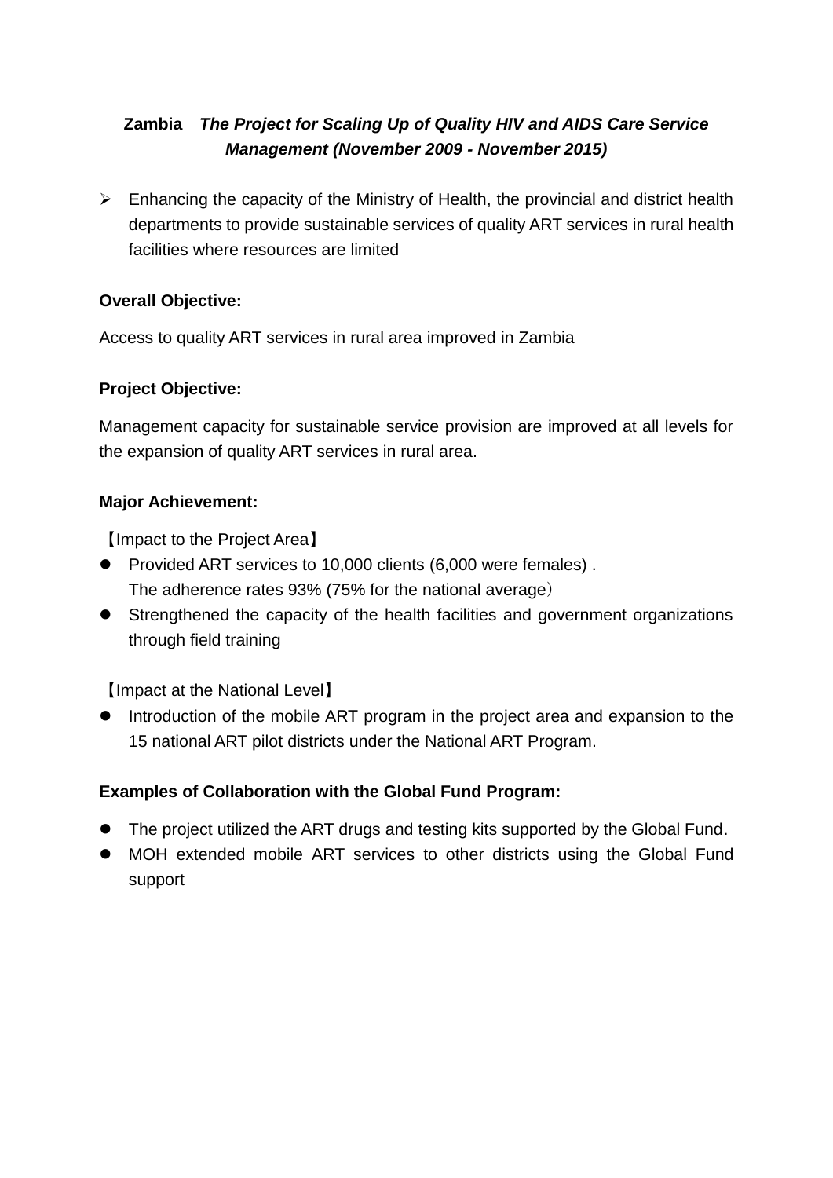## **Zambia** ***The Project for Scaling Up of Quality HIV and AIDS Care Service Management (November 2009 - November 2015)***

- Enhancing the capacity of the Ministry of Health, the provincial and district health departments to provide sustainable services of quality ART services in rural health facilities where resources are limited

**Overall Objective:**

Access to quality ART services in rural area improved in Zambia

**Project Objective:**

Management capacity for sustainable service provision are improved at all levels for the expansion of quality ART services in rural area.

**Major Achievement:**

【Impact to the Project Area】

- Provided ART services to 10,000 clients (6,000 were females) .
  The adherence rates 93% (75% for the national average）
- Strengthened the capacity of the health facilities and government organizations through field training

【Impact at the National Level】

- Introduction of the mobile ART program in the project area and expansion to the 15 national ART pilot districts under the National ART Program.

**Examples of Collaboration with the Global Fund Program:**

- The project utilized the ART drugs and testing kits supported by the Global Fund.
- MOH extended mobile ART services to other districts using the Global Fund support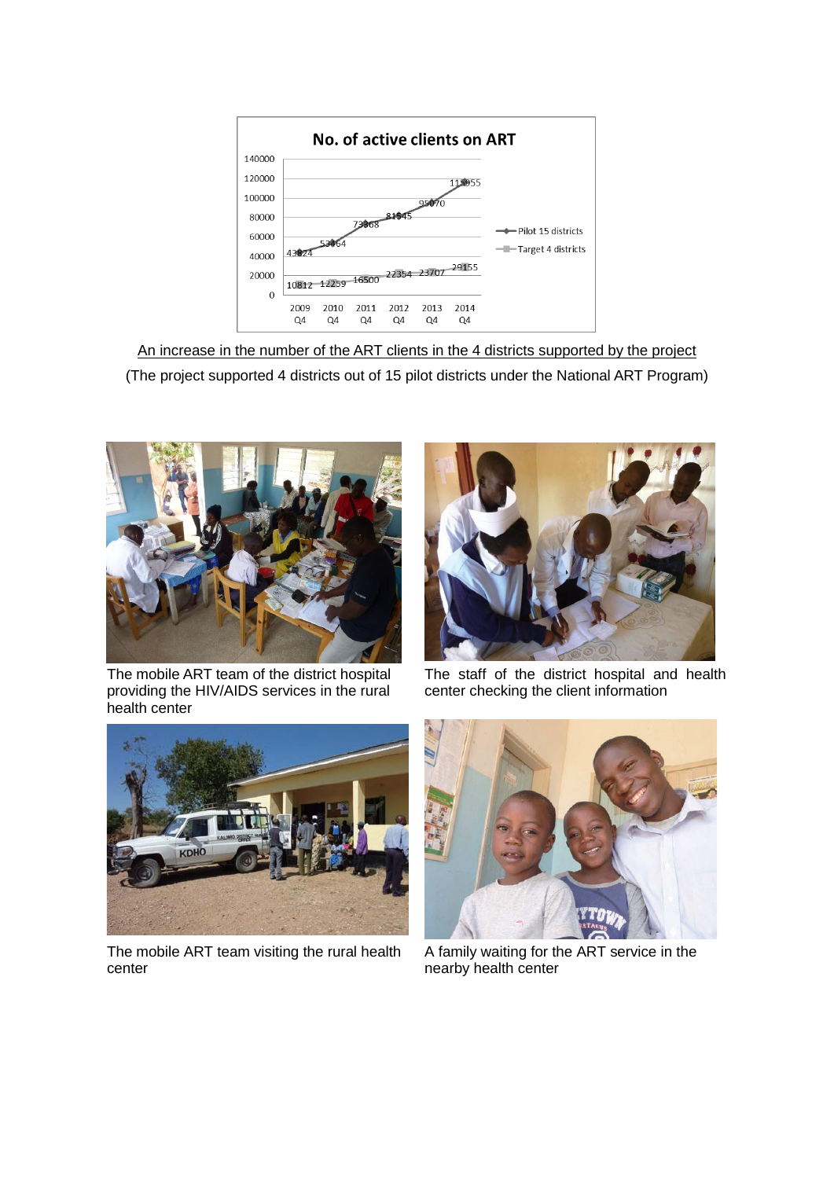**No. of active clients on ART**

| | 2009 Q4 | 2010 Q4 | 2011 Q4 | 2012 Q4 | 2013 Q4 | 2014 Q4 |
|---|---|---|---|---|---|---|
| Pilot 15 districts | 43824 | 53364 | 73368 | 81845 | 95070 | 115955 |
| Target 4 districts | 10812 | 12259 | 16500 | 22354 | 23707 | 29155 |

An increase in the number of the ART clients in the 4 districts supported by the project

(The project supported 4 districts out of 15 pilot districts under the National ART Program)

The mobile ART team of the district hospital providing the HIV/AIDS services in the rural health center

The staff of the district hospital and health center checking the client information

The mobile ART team visiting the rural health center

A family waiting for the ART service in the nearby health center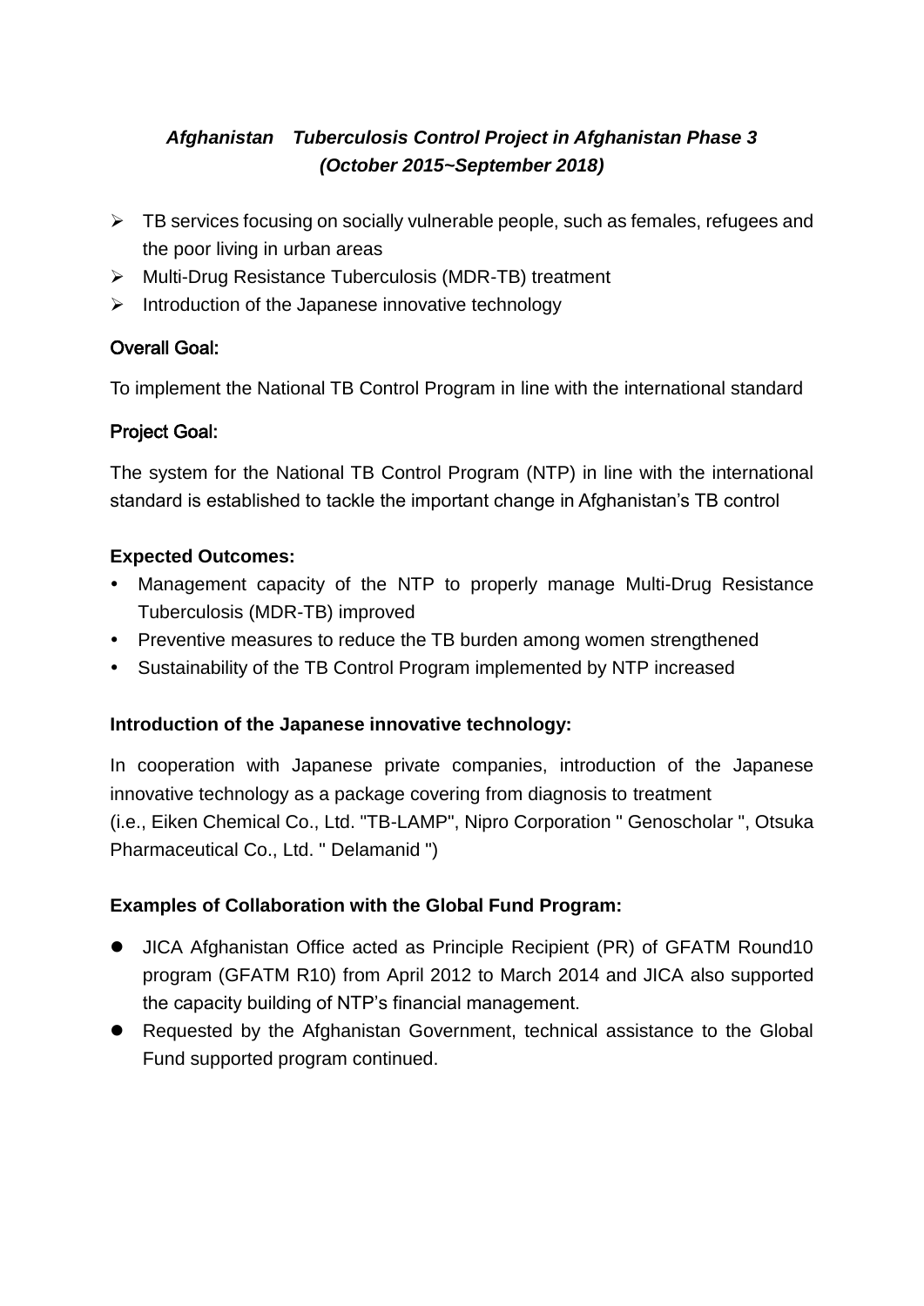### *Afghanistan　Tuberculosis Control Project in Afghanistan Phase 3 (October 2015~September 2018)*

- TB services focusing on socially vulnerable people, such as females, refugees and the poor living in urban areas
- Multi-Drug Resistance Tuberculosis (MDR-TB) treatment
- Introduction of the Japanese innovative technology

#### Overall Goal:

To implement the National TB Control Program in line with the international standard

#### Project Goal:

The system for the National TB Control Program (NTP) in line with the international standard is established to tackle the important change in Afghanistan's TB control

**Expected Outcomes:**

- Management capacity of the NTP to properly manage Multi-Drug Resistance Tuberculosis (MDR-TB) improved
- Preventive measures to reduce the TB burden among women strengthened
- Sustainability of the TB Control Program implemented by NTP increased

**Introduction of the Japanese innovative technology:**

In cooperation with Japanese private companies, introduction of the Japanese innovative technology as a package covering from diagnosis to treatment
(i.e., Eiken Chemical Co., Ltd. "TB-LAMP", Nipro Corporation " Genoscholar ", Otsuka Pharmaceutical Co., Ltd. " Delamanid ")

**Examples of Collaboration with the Global Fund Program:**

- JICA Afghanistan Office acted as Principle Recipient (PR) of GFATM Round10 program (GFATM R10) from April 2012 to March 2014 and JICA also supported the capacity building of NTP's financial management.
- Requested by the Afghanistan Government, technical assistance to the Global Fund supported program continued.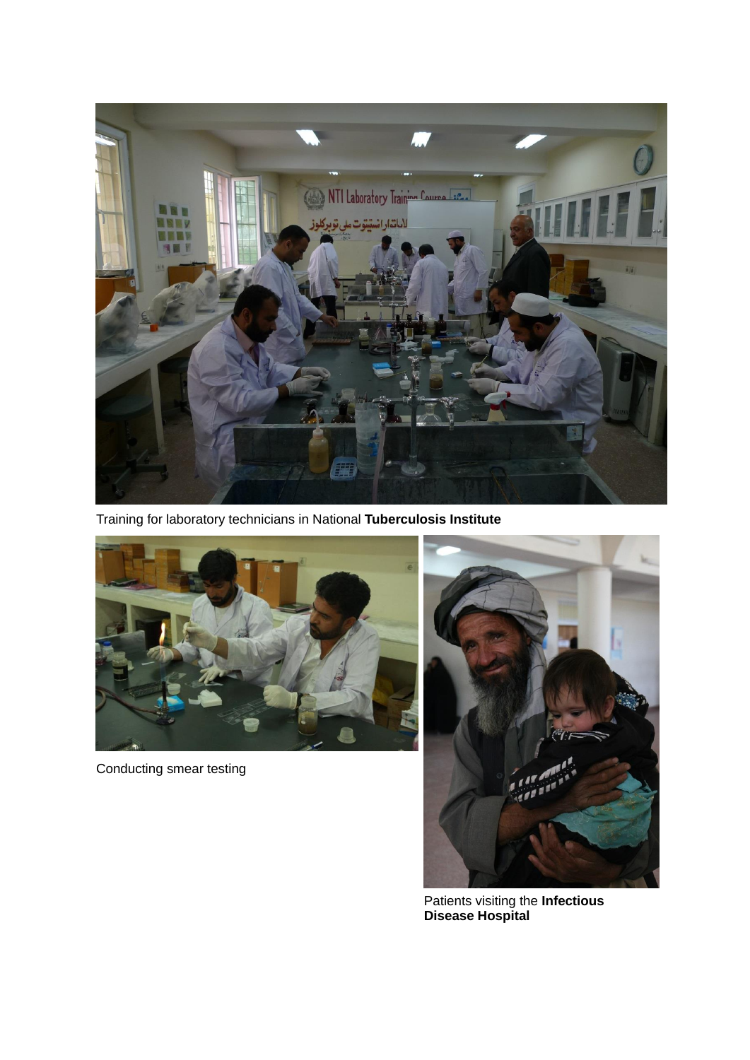Training for laboratory technicians in National **Tuberculosis Institute**

Conducting smear testing

Patients visiting the **Infectious Disease Hospital**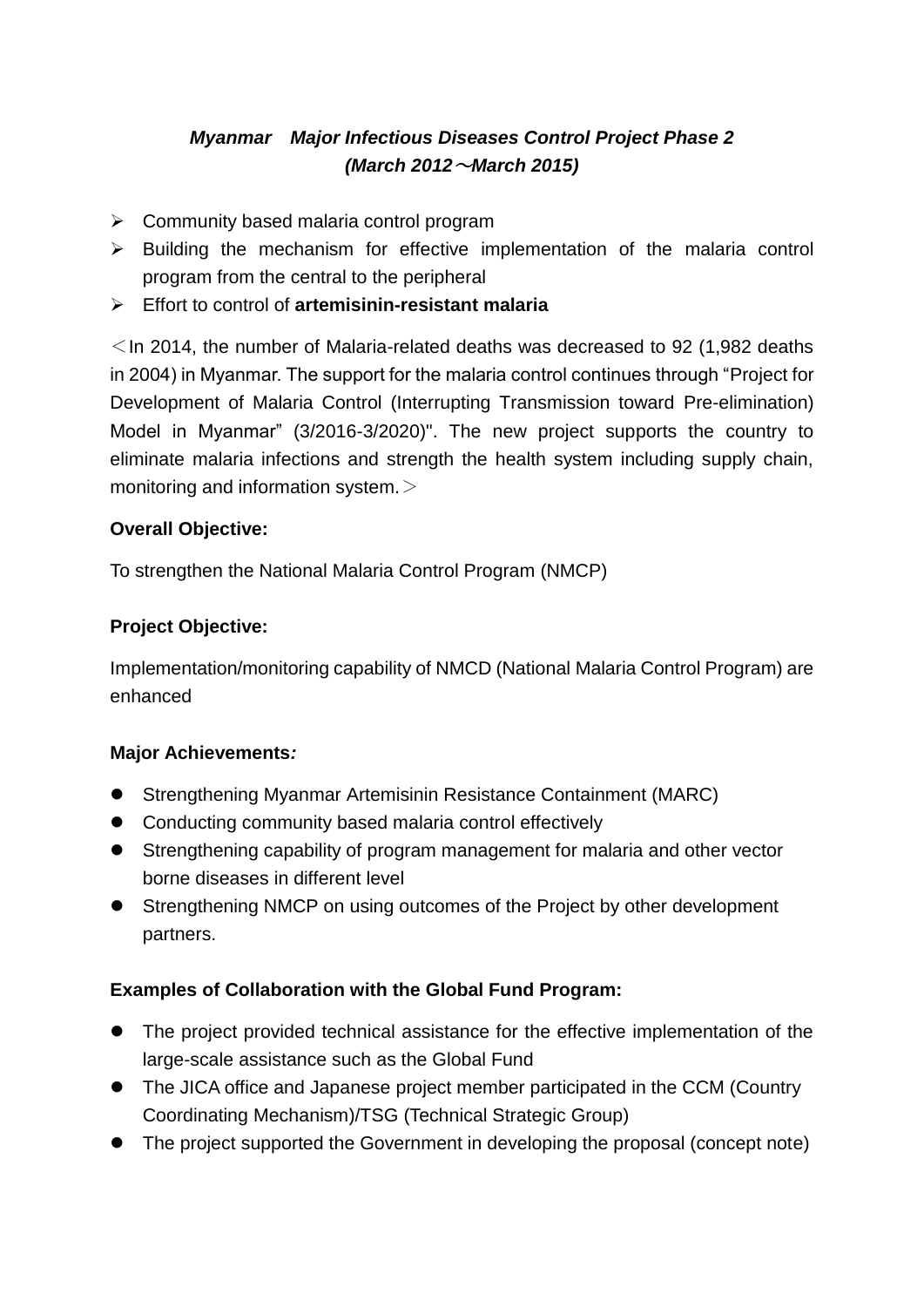***Myanmar　Major Infectious Diseases Control Project Phase 2***
***(March 2012～March 2015)***

- Community based malaria control program
- Building the mechanism for effective implementation of the malaria control program from the central to the peripheral
- Effort to control of **artemisinin-resistant malaria**

＜In 2014, the number of Malaria-related deaths was decreased to 92 (1,982 deaths in 2004) in Myanmar. The support for the malaria control continues through "Project for Development of Malaria Control (Interrupting Transmission toward Pre-elimination) Model in Myanmar" (3/2016-3/2020)". The new project supports the country to eliminate malaria infections and strength the health system including supply chain, monitoring and information system.＞

**Overall Objective:**

To strengthen the National Malaria Control Program (NMCP)

**Project Objective:**

Implementation/monitoring capability of NMCD (National Malaria Control Program) are enhanced

**Major Achievements*:***

- Strengthening Myanmar Artemisinin Resistance Containment (MARC)
- Conducting community based malaria control effectively
- Strengthening capability of program management for malaria and other vector borne diseases in different level
- Strengthening NMCP on using outcomes of the Project by other development partners.

**Examples of Collaboration with the Global Fund Program:**

- The project provided technical assistance for the effective implementation of the large-scale assistance such as the Global Fund
- The JICA office and Japanese project member participated in the CCM (Country Coordinating Mechanism)/TSG (Technical Strategic Group)
- The project supported the Government in developing the proposal (concept note)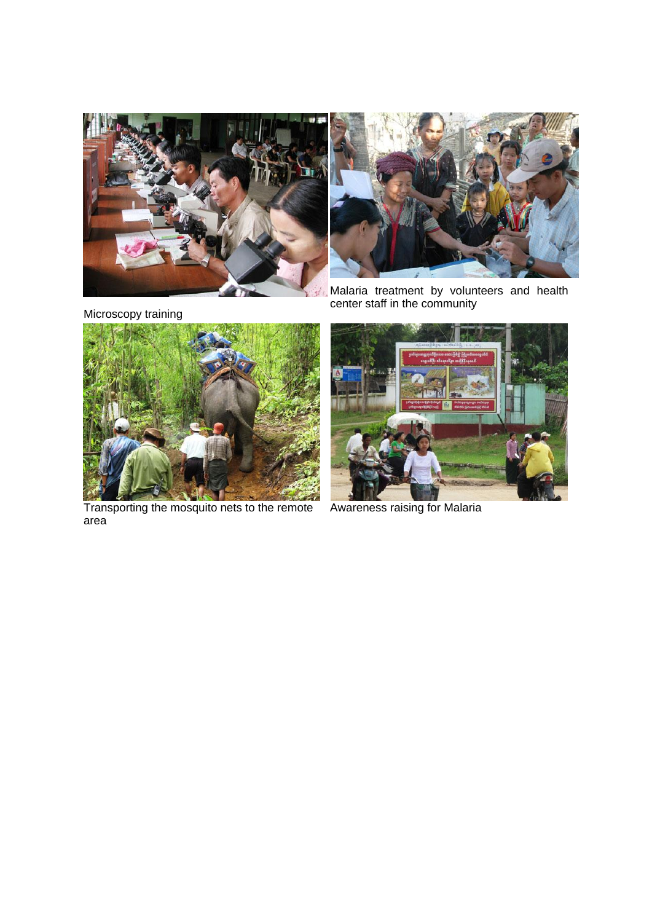Microscopy training

Malaria treatment by volunteers and health center staff in the community

Transporting the mosquito nets to the remote area

Awareness raising for Malaria